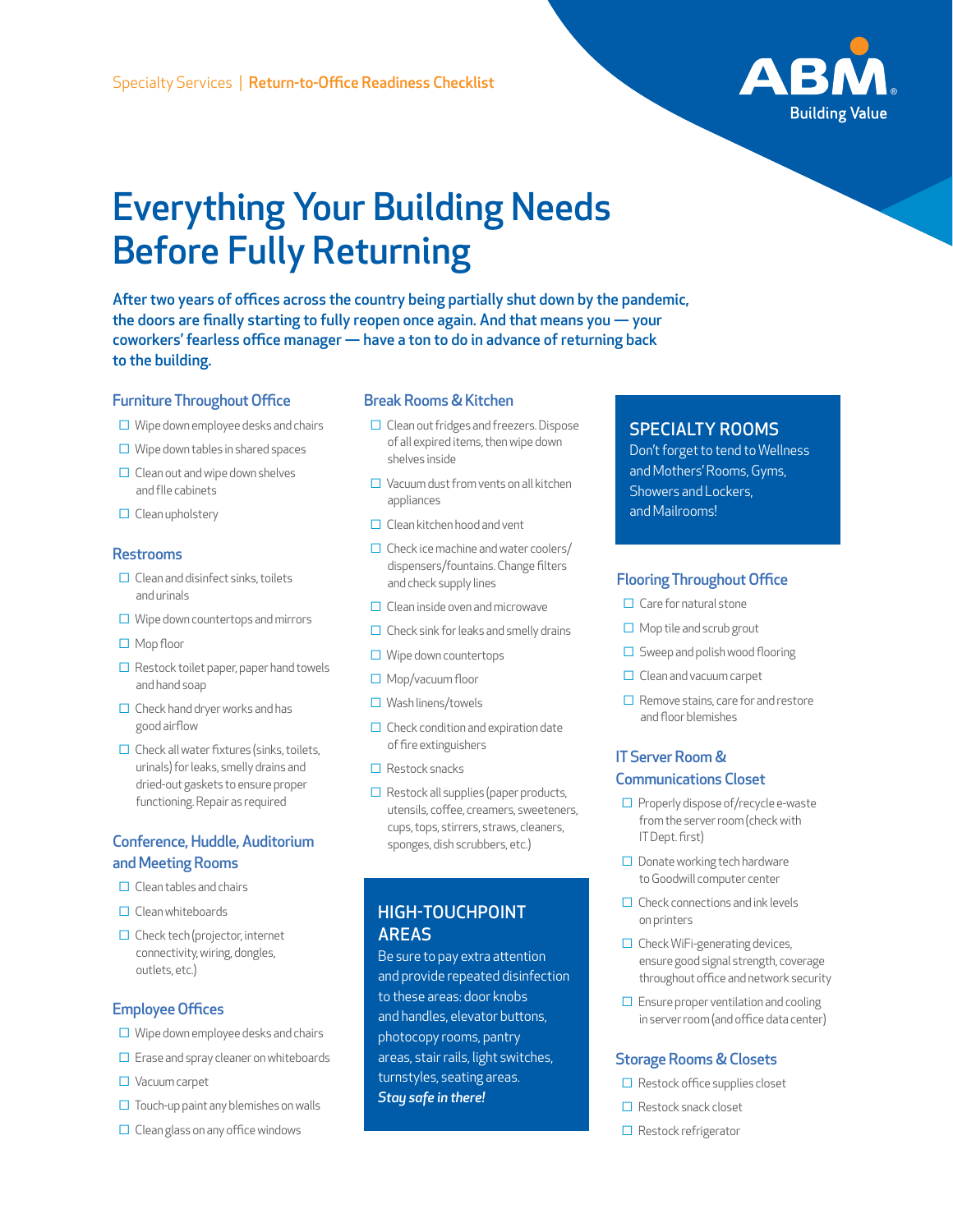Specialty Services | **Return-to-Office Readiness Checklist**

# Everything Your Building Needs Before Fully Returning

**After two years of offices across the country being partially shut down by the pandemic, the doors are finally starting to fully reopen once again. And that means you — your coworkers' fearless office manager — have a ton to do in advance of returning back to the building.**

## Furniture Throughout Office

- ☐ Wipe down employee desks and chairs
- ☐ Wipe down tables in shared spaces
- ☐ Clean out and wipe down shelves and file cabinets
- ☐ Clean upholstery

## Restrooms

- ☐ Clean and disinfect sinks, toilets and urinals
- ☐ Wipe down countertops and mirrors
- ☐ Mop floor
- ☐ Restock toilet paper, paper hand towels and hand soap
- ☐ Check hand dryer works and has good airflow
- ☐ Check all water fixtures (sinks, toilets, urinals) for leaks, smelly drains and dried-out gaskets to ensure proper functioning. Repair as required

## Conference, Huddle, Auditorium and Meeting Rooms

- ☐ Clean tables and chairs
- ☐ Clean whiteboards
- ☐ Check tech (projector, internet connectivity, wiring, dongles, outlets, etc.)

## Employee Offices

- ☐ Wipe down employee desks and chairs
- ☐ Erase and spray cleaner on whiteboards
- ☐ Vacuum carpet
- ☐ Touch-up paint any blemishes on walls
- ☐ Clean glass on any office windows

## Break Rooms & Kitchen

- ☐ Clean out fridges and freezers. Dispose of all expired items, then wipe down shelves inside
- ☐ Vacuum dust from vents on all kitchen appliances
- ☐ Clean kitchen hood and vent
- ☐ Check ice machine and water coolers/dispensers/fountains. Change filters and check supply lines
- ☐ Clean inside oven and microwave
- ☐ Check sink for leaks and smelly drains
- ☐ Wipe down countertops
- ☐ Mop/vacuum floor
- ☐ Wash linens/towels
- ☐ Check condition and expiration date of fire extinguishers
- ☐ Restock snacks
- ☐ Restock all supplies (paper products, utensils, coffee, creamers, sweeteners, cups, tops, stirrers, straws, cleaners, sponges, dish scrubbers, etc.)

## HIGH-TOUCHPOINT AREAS

Be sure to pay extra attention and provide repeated disinfection to these areas: door knobs and handles, elevator buttons, photocopy rooms, pantry areas, stair rails, light switches, turnstyles, seating areas. ***Stay safe in there!***

## SPECIALTY ROOMS

Don't forget to tend to Wellness and Mothers' Rooms, Gyms, Showers and Lockers, and Mailrooms!

## Flooring Throughout Office

- ☐ Care for natural stone
- ☐ Mop tile and scrub grout
- ☐ Sweep and polish wood flooring
- ☐ Clean and vacuum carpet
- ☐ Remove stains, care for and restore and floor blemishes

## IT Server Room & Communications Closet

- ☐ Properly dispose of/recycle e-waste from the server room (check with IT Dept. first)
- ☐ Donate working tech hardware to Goodwill computer center
- ☐ Check connections and ink levels on printers
- ☐ Check WiFi-generating devices, ensure good signal strength, coverage throughout office and network security
- ☐ Ensure proper ventilation and cooling in server room (and office data center)

## Storage Rooms & Closets

- ☐ Restock office supplies closet
- ☐ Restock snack closet
- ☐ Restock refrigerator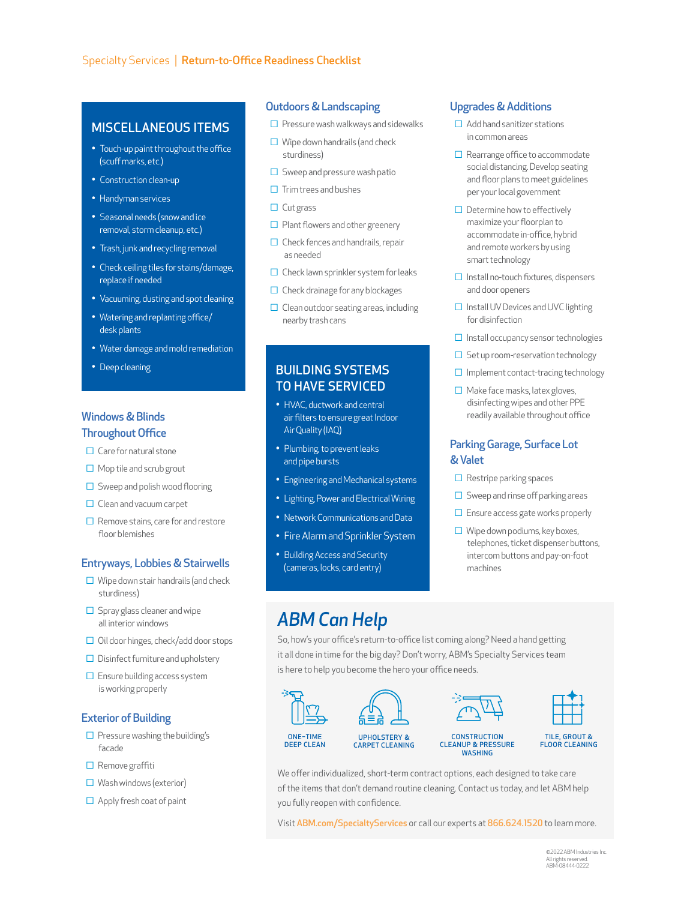Specialty Services | Return-to-Office Readiness Checklist

## MISCELLANEOUS ITEMS

- Touch-up paint throughout the office (scuff marks, etc.)
- Construction clean-up
- Handyman services
- Seasonal needs (snow and ice removal, storm cleanup, etc.)
- Trash, junk and recycling removal
- Check ceiling tiles for stains/damage, replace if needed
- Vacuuming, dusting and spot cleaning
- Watering and replanting office/desk plants
- Water damage and mold remediation
- Deep cleaning

## Windows & Blinds Throughout Office

- ☐ Care for natural stone
- ☐ Mop tile and scrub grout
- ☐ Sweep and polish wood flooring
- ☐ Clean and vacuum carpet
- ☐ Remove stains, care for and restore floor blemishes

## Entryways, Lobbies & Stairwells

- ☐ Wipe down stair handrails (and check sturdiness)
- ☐ Spray glass cleaner and wipe all interior windows
- ☐ Oil door hinges, check/add door stops
- ☐ Disinfect furniture and upholstery
- ☐ Ensure building access system is working properly

## Exterior of Building

- ☐ Pressure washing the building's facade
- ☐ Remove graffiti
- ☐ Wash windows (exterior)
- ☐ Apply fresh coat of paint

## Outdoors & Landscaping

- ☐ Pressure wash walkways and sidewalks
- ☐ Wipe down handrails (and check sturdiness)
- ☐ Sweep and pressure wash patio
- ☐ Trim trees and bushes
- ☐ Cut grass
- ☐ Plant flowers and other greenery
- ☐ Check fences and handrails, repair as needed
- ☐ Check lawn sprinkler system for leaks
- ☐ Check drainage for any blockages
- ☐ Clean outdoor seating areas, including nearby trash cans

## BUILDING SYSTEMS TO HAVE SERVICED

- HVAC, ductwork and central air filters to ensure great Indoor Air Quality (IAQ)
- Plumbing, to prevent leaks and pipe bursts
- Engineering and Mechanical systems
- Lighting, Power and Electrical Wiring
- Network Communications and Data
- Fire Alarm and Sprinkler System
- Building Access and Security (cameras, locks, card entry)

## Upgrades & Additions

- ☐ Add hand sanitizer stations in common areas
- ☐ Rearrange office to accommodate social distancing. Develop seating and floor plans to meet guidelines per your local government
- ☐ Determine how to effectively maximize your floorplan to accommodate in-office, hybrid and remote workers by using smart technology
- ☐ Install no-touch fixtures, dispensers and door openers
- ☐ Install UV Devices and UVC lighting for disinfection
- ☐ Install occupancy sensor technologies
- ☐ Set up room-reservation technology
- ☐ Implement contact-tracing technology
- ☐ Make face masks, latex gloves, disinfecting wipes and other PPE readily available throughout office

## Parking Garage, Surface Lot & Valet

- ☐ Restripe parking spaces
- ☐ Sweep and rinse off parking areas
- ☐ Ensure access gate works properly
- ☐ Wipe down podiums, key boxes, telephones, ticket dispenser buttons, intercom buttons and pay-on-foot machines

## *ABM Can Help*

So, how's your office's return-to-office list coming along? Need a hand getting it all done in time for the big day? Don't worry, ABM's Specialty Services team is here to help you become the hero your office needs.

ONE-TIME DEEP CLEAN

UPHOLSTERY & CARPET CLEANING

CONSTRUCTION CLEANUP & PRESSURE WASHING

TILE, GROUT & FLOOR CLEANING

We offer individualized, short-term contract options, each designed to take care of the items that don't demand routine cleaning. Contact us today, and let ABM help you fully reopen with confidence.

Visit ABM.com/SpecialtyServices or call our experts at 866.624.1520 to learn more.

©2022 ABM Industries Inc.
All rights reserved.
ABM-08444-0222